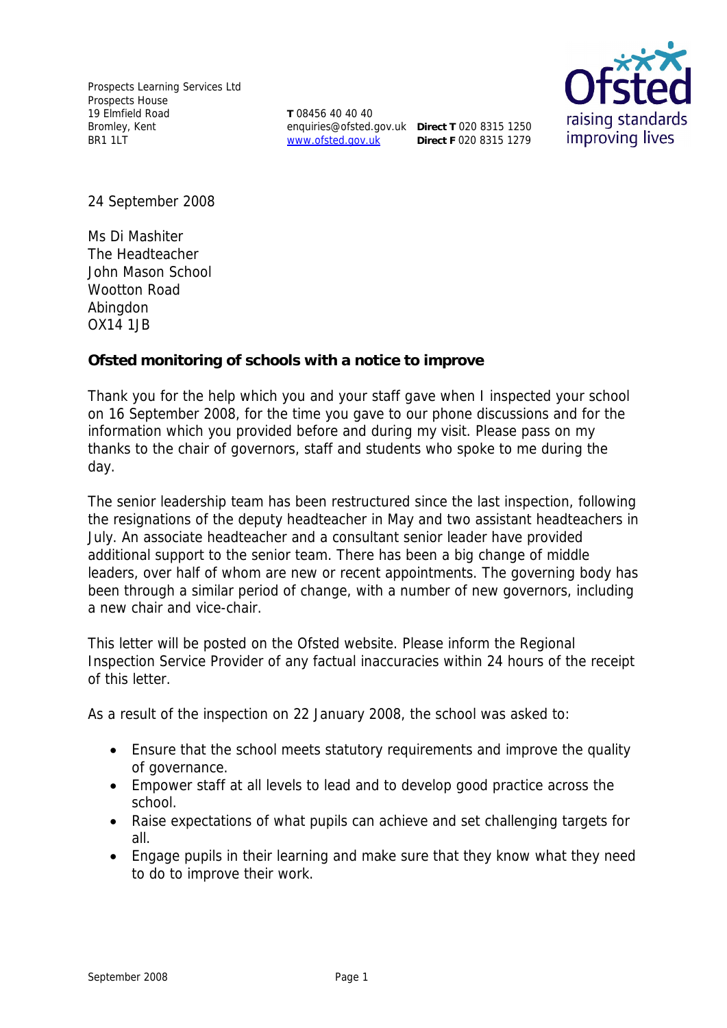Prospects Learning Services Ltd
Prospects House
19 Elmfield Road
Bromley, Kent
BR1 1LT

**T** 08456 40 40 40
enquiries@ofsted.gov.uk
www.ofsted.gov.uk

**Direct T** 020 8315 1250
**Direct F** 020 8315 1279

24 September 2008

Ms Di Mashiter
The Headteacher
John Mason School
Wootton Road
Abingdon
OX14 1JB

**Ofsted monitoring of schools with a notice to improve**

Thank you for the help which you and your staff gave when I inspected your school on 16 September 2008, for the time you gave to our phone discussions and for the information which you provided before and during my visit. Please pass on my thanks to the chair of governors, staff and students who spoke to me during the day.

The senior leadership team has been restructured since the last inspection, following the resignations of the deputy headteacher in May and two assistant headteachers in July. An associate headteacher and a consultant senior leader have provided additional support to the senior team. There has been a big change of middle leaders, over half of whom are new or recent appointments. The governing body has been through a similar period of change, with a number of new governors, including a new chair and vice-chair.

This letter will be posted on the Ofsted website. Please inform the Regional Inspection Service Provider of any factual inaccuracies within 24 hours of the receipt of this letter.

As a result of the inspection on 22 January 2008, the school was asked to:

- Ensure that the school meets statutory requirements and improve the quality of governance.
- Empower staff at all levels to lead and to develop good practice across the school.
- Raise expectations of what pupils can achieve and set challenging targets for all.
- Engage pupils in their learning and make sure that they know what they need to do to improve their work.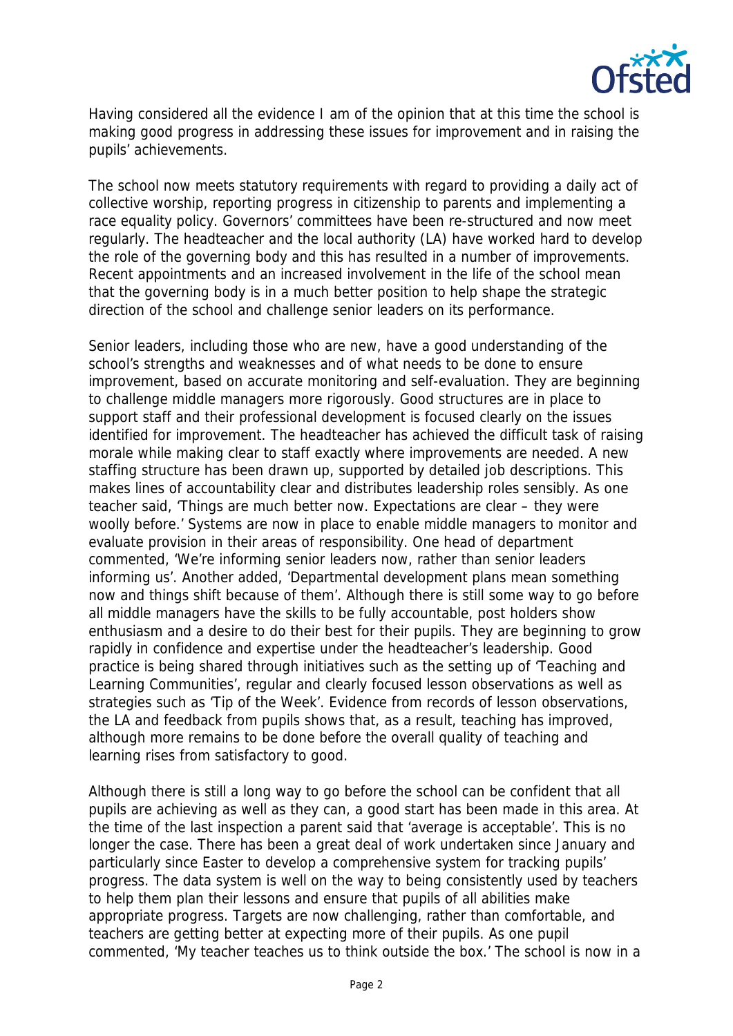Having considered all the evidence I am of the opinion that at this time the school is making good progress in addressing these issues for improvement and in raising the pupils' achievements.

The school now meets statutory requirements with regard to providing a daily act of collective worship, reporting progress in citizenship to parents and implementing a race equality policy. Governors' committees have been re-structured and now meet regularly. The headteacher and the local authority (LA) have worked hard to develop the role of the governing body and this has resulted in a number of improvements. Recent appointments and an increased involvement in the life of the school mean that the governing body is in a much better position to help shape the strategic direction of the school and challenge senior leaders on its performance.

Senior leaders, including those who are new, have a good understanding of the school's strengths and weaknesses and of what needs to be done to ensure improvement, based on accurate monitoring and self-evaluation. They are beginning to challenge middle managers more rigorously. Good structures are in place to support staff and their professional development is focused clearly on the issues identified for improvement. The headteacher has achieved the difficult task of raising morale while making clear to staff exactly where improvements are needed. A new staffing structure has been drawn up, supported by detailed job descriptions. This makes lines of accountability clear and distributes leadership roles sensibly. As one teacher said, 'Things are much better now. Expectations are clear – they were woolly before.' Systems are now in place to enable middle managers to monitor and evaluate provision in their areas of responsibility. One head of department commented, 'We're informing senior leaders now, rather than senior leaders informing us'. Another added, 'Departmental development plans mean something now and things shift because of them'. Although there is still some way to go before all middle managers have the skills to be fully accountable, post holders show enthusiasm and a desire to do their best for their pupils. They are beginning to grow rapidly in confidence and expertise under the headteacher's leadership. Good practice is being shared through initiatives such as the setting up of 'Teaching and Learning Communities', regular and clearly focused lesson observations as well as strategies such as 'Tip of the Week'. Evidence from records of lesson observations, the LA and feedback from pupils shows that, as a result, teaching has improved, although more remains to be done before the overall quality of teaching and learning rises from satisfactory to good.

Although there is still a long way to go before the school can be confident that all pupils are achieving as well as they can, a good start has been made in this area. At the time of the last inspection a parent said that 'average is acceptable'. This is no longer the case. There has been a great deal of work undertaken since January and particularly since Easter to develop a comprehensive system for tracking pupils' progress. The data system is well on the way to being consistently used by teachers to help them plan their lessons and ensure that pupils of all abilities make appropriate progress. Targets are now challenging, rather than comfortable, and teachers are getting better at expecting more of their pupils. As one pupil commented, 'My teacher teaches us to think outside the box.' The school is now in a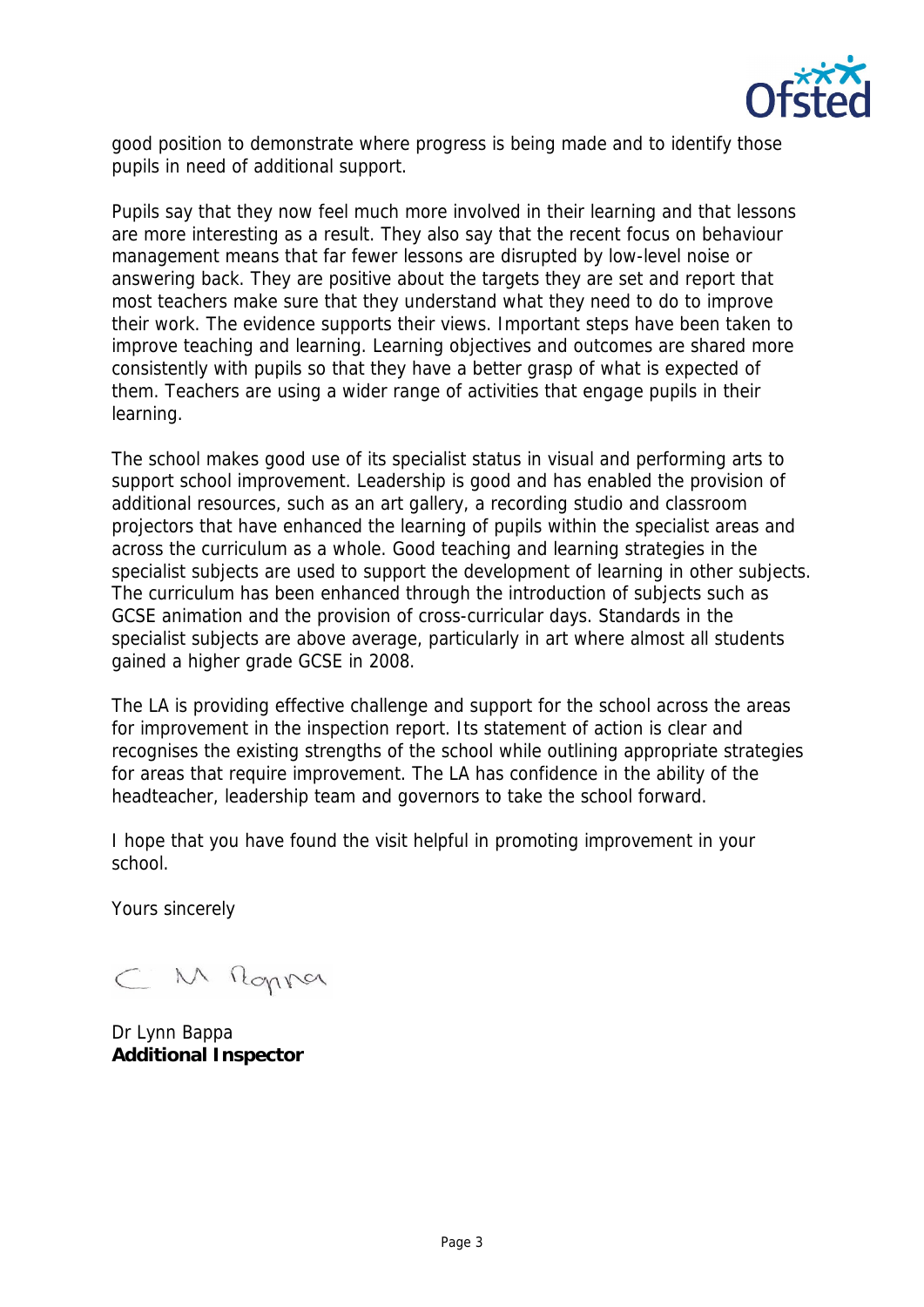good position to demonstrate where progress is being made and to identify those pupils in need of additional support.

Pupils say that they now feel much more involved in their learning and that lessons are more interesting as a result. They also say that the recent focus on behaviour management means that far fewer lessons are disrupted by low-level noise or answering back. They are positive about the targets they are set and report that most teachers make sure that they understand what they need to do to improve their work. The evidence supports their views. Important steps have been taken to improve teaching and learning. Learning objectives and outcomes are shared more consistently with pupils so that they have a better grasp of what is expected of them. Teachers are using a wider range of activities that engage pupils in their learning.

The school makes good use of its specialist status in visual and performing arts to support school improvement. Leadership is good and has enabled the provision of additional resources, such as an art gallery, a recording studio and classroom projectors that have enhanced the learning of pupils within the specialist areas and across the curriculum as a whole. Good teaching and learning strategies in the specialist subjects are used to support the development of learning in other subjects. The curriculum has been enhanced through the introduction of subjects such as GCSE animation and the provision of cross-curricular days. Standards in the specialist subjects are above average, particularly in art where almost all students gained a higher grade GCSE in 2008.

The LA is providing effective challenge and support for the school across the areas for improvement in the inspection report. Its statement of action is clear and recognises the existing strengths of the school while outlining appropriate strategies for areas that require improvement. The LA has confidence in the ability of the headteacher, leadership team and governors to take the school forward.

I hope that you have found the visit helpful in promoting improvement in your school.

Yours sincerely

Dr Lynn Bappa
**Additional Inspector**